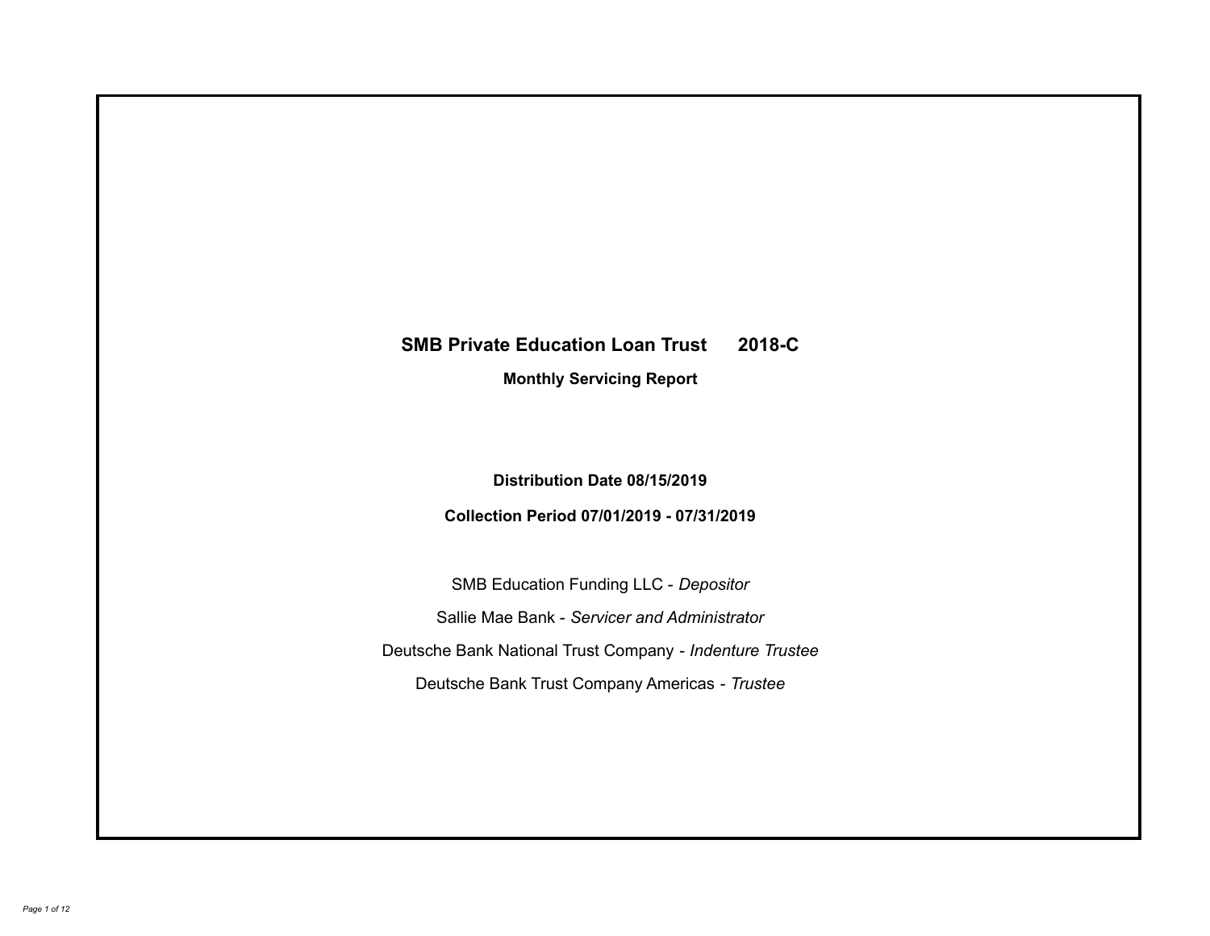# SMB Private Education Loan Trust 2018-C

## Monthly Servicing Report

**Distribution Date 08/15/2019**

**Collection Period 07/01/2019 - 07/31/2019**

SMB Education Funding LLC - *Depositor*

Sallie Mae Bank - *Servicer and Administrator*

Deutsche Bank National Trust Company - *Indenture Trustee*

Deutsche Bank Trust Company Americas - *Trustee*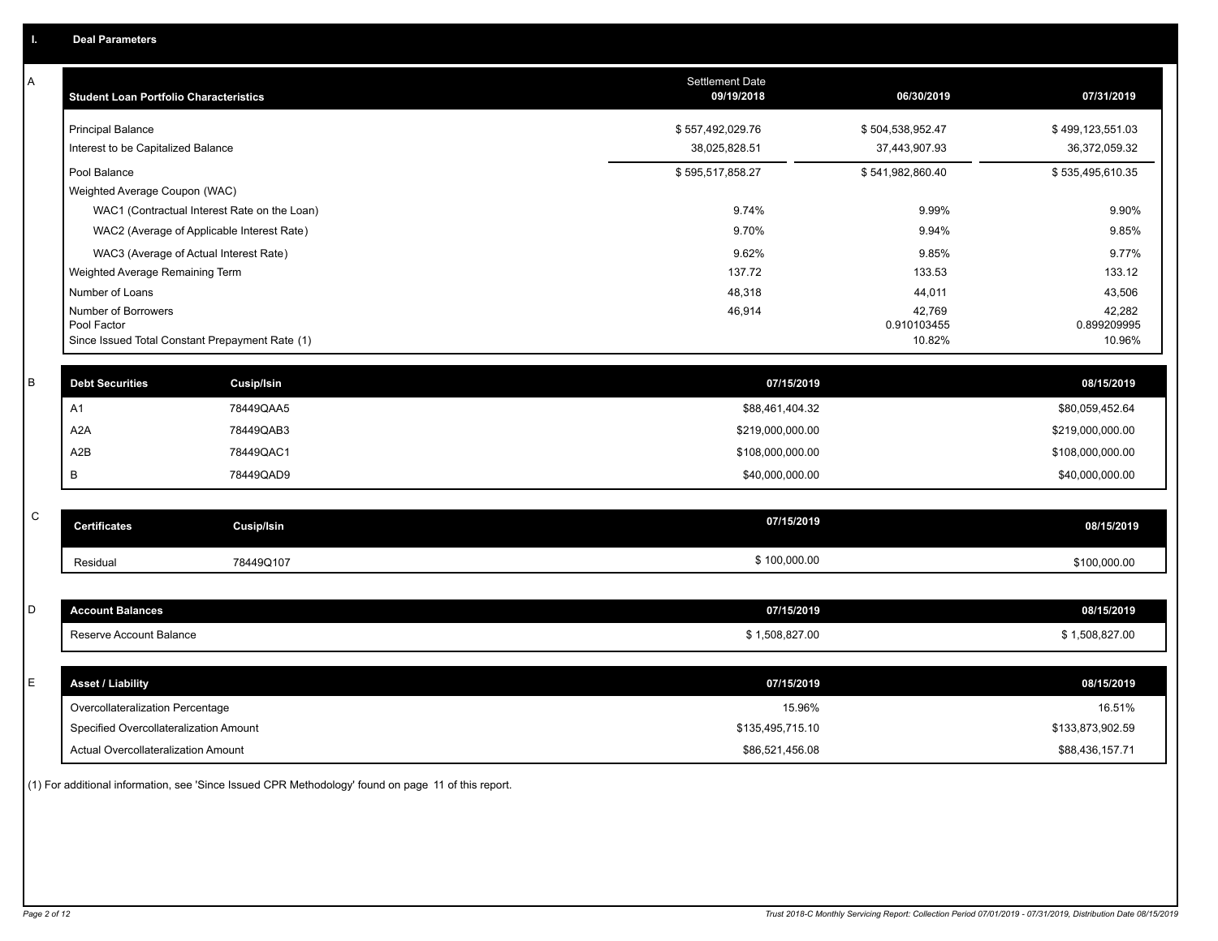## I. Deal Parameters

### A

| Student Loan Portfolio Characteristics | Settlement Date 09/19/2018 | 06/30/2019 | 07/31/2019 |
|---|---|---|---|
| Principal Balance | $ 557,492,029.76 | $ 504,538,952.47 | $ 499,123,551.03 |
| Interest to be Capitalized Balance | 38,025,828.51 | 37,443,907.93 | 36,372,059.32 |
| Pool Balance | $ 595,517,858.27 | $ 541,982,860.40 | $ 535,495,610.35 |
| Weighted Average Coupon (WAC) | | | |
| WAC1 (Contractual Interest Rate on the Loan) | 9.74% | 9.99% | 9.90% |
| WAC2 (Average of Applicable Interest Rate) | 9.70% | 9.94% | 9.85% |
| WAC3 (Average of Actual Interest Rate) | 9.62% | 9.85% | 9.77% |
| Weighted Average Remaining Term | 137.72 | 133.53 | 133.12 |
| Number of Loans | 48,318 | 44,011 | 43,506 |
| Number of Borrowers | 46,914 | 42,769 | 42,282 |
| Pool Factor | | 0.910103455 | 0.899209995 |
| Since Issued Total Constant Prepayment Rate (1) | | 10.82% | 10.96% |

### B

| Debt Securities | Cusip/Isin | 07/15/2019 | 08/15/2019 |
|---|---|---|---|
| A1 | 78449QAA5 | $88,461,404.32 | $80,059,452.64 |
| A2A | 78449QAB3 | $219,000,000.00 | $219,000,000.00 |
| A2B | 78449QAC1 | $108,000,000.00 | $108,000,000.00 |
| B | 78449QAD9 | $40,000,000.00 | $40,000,000.00 |

### C

| Certificates | Cusip/Isin | 07/15/2019 | 08/15/2019 |
|---|---|---|---|
| Residual | 78449Q107 | $ 100,000.00 | $100,000.00 |

### D

| Account Balances | 07/15/2019 | 08/15/2019 |
|---|---|---|
| Reserve Account Balance | $ 1,508,827.00 | $ 1,508,827.00 |

### E

| Asset / Liability | 07/15/2019 | 08/15/2019 |
|---|---|---|
| Overcollateralization Percentage | 15.96% | 16.51% |
| Specified Overcollateralization Amount | $135,495,715.10 | $133,873,902.59 |
| Actual Overcollateralization Amount | $86,521,456.08 | $88,436,157.71 |

(1) For additional information, see 'Since Issued CPR Methodology' found on page 11 of this report.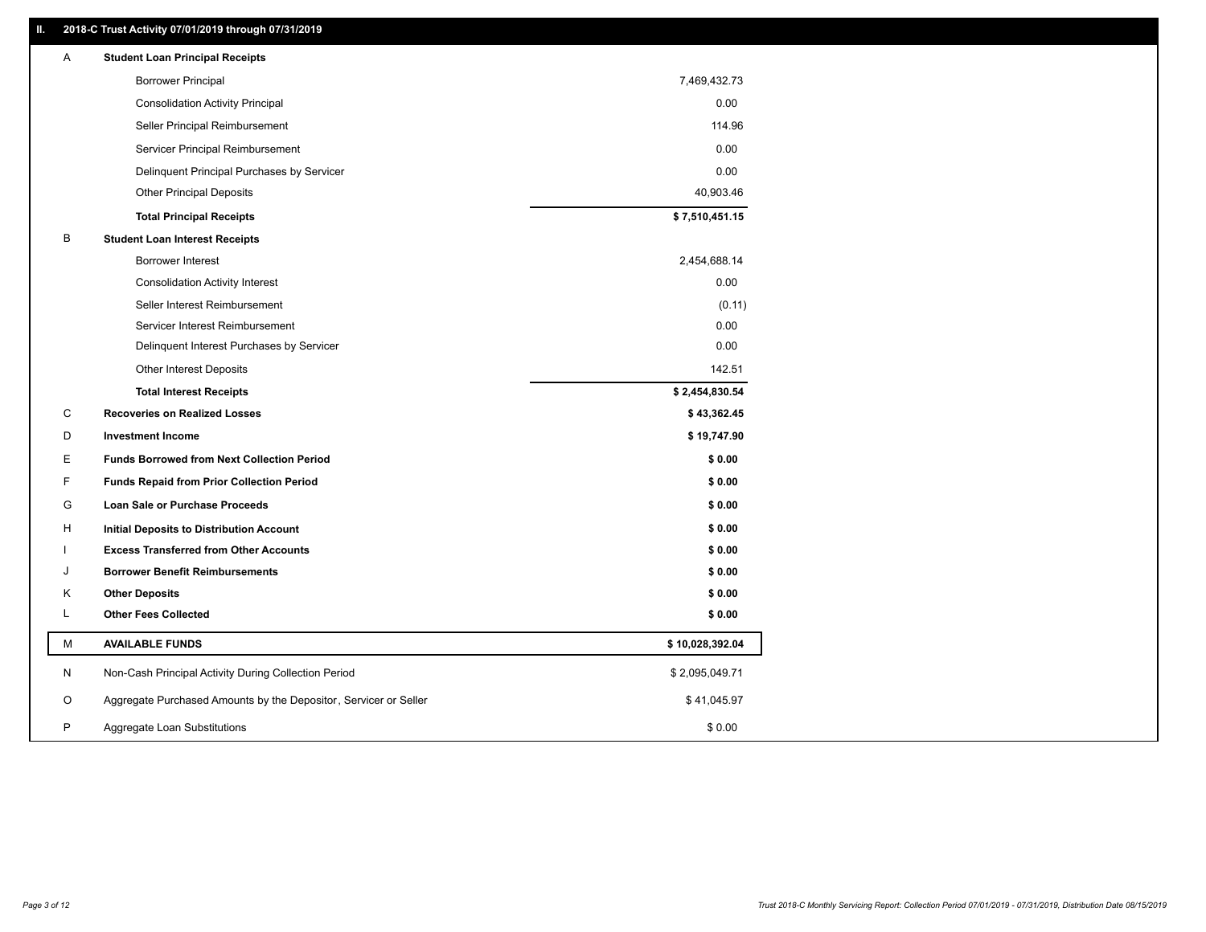## II. 2018-C Trust Activity 07/01/2019 through 07/31/2019

| | | |
|---|---|---|
| A | **Student Loan Principal Receipts** | |
| | Borrower Principal | 7,469,432.73 |
| | Consolidation Activity Principal | 0.00 |
| | Seller Principal Reimbursement | 114.96 |
| | Servicer Principal Reimbursement | 0.00 |
| | Delinquent Principal Purchases by Servicer | 0.00 |
| | Other Principal Deposits | 40,903.46 |
| | **Total Principal Receipts** | **$ 7,510,451.15** |
| B | **Student Loan Interest Receipts** | |
| | Borrower Interest | 2,454,688.14 |
| | Consolidation Activity Interest | 0.00 |
| | Seller Interest Reimbursement | (0.11) |
| | Servicer Interest Reimbursement | 0.00 |
| | Delinquent Interest Purchases by Servicer | 0.00 |
| | Other Interest Deposits | 142.51 |
| | **Total Interest Receipts** | **$ 2,454,830.54** |
| C | **Recoveries on Realized Losses** | **$ 43,362.45** |
| D | **Investment Income** | **$ 19,747.90** |
| E | **Funds Borrowed from Next Collection Period** | **$ 0.00** |
| F | **Funds Repaid from Prior Collection Period** | **$ 0.00** |
| G | **Loan Sale or Purchase Proceeds** | **$ 0.00** |
| H | **Initial Deposits to Distribution Account** | **$ 0.00** |
| I | **Excess Transferred from Other Accounts** | **$ 0.00** |
| J | **Borrower Benefit Reimbursements** | **$ 0.00** |
| K | **Other Deposits** | **$ 0.00** |
| L | **Other Fees Collected** | **$ 0.00** |
| M | **AVAILABLE FUNDS** | **$ 10,028,392.04** |
| N | Non-Cash Principal Activity During Collection Period | $ 2,095,049.71 |
| O | Aggregate Purchased Amounts by the Depositor, Servicer or Seller | $ 41,045.97 |
| P | Aggregate Loan Substitutions | $ 0.00 |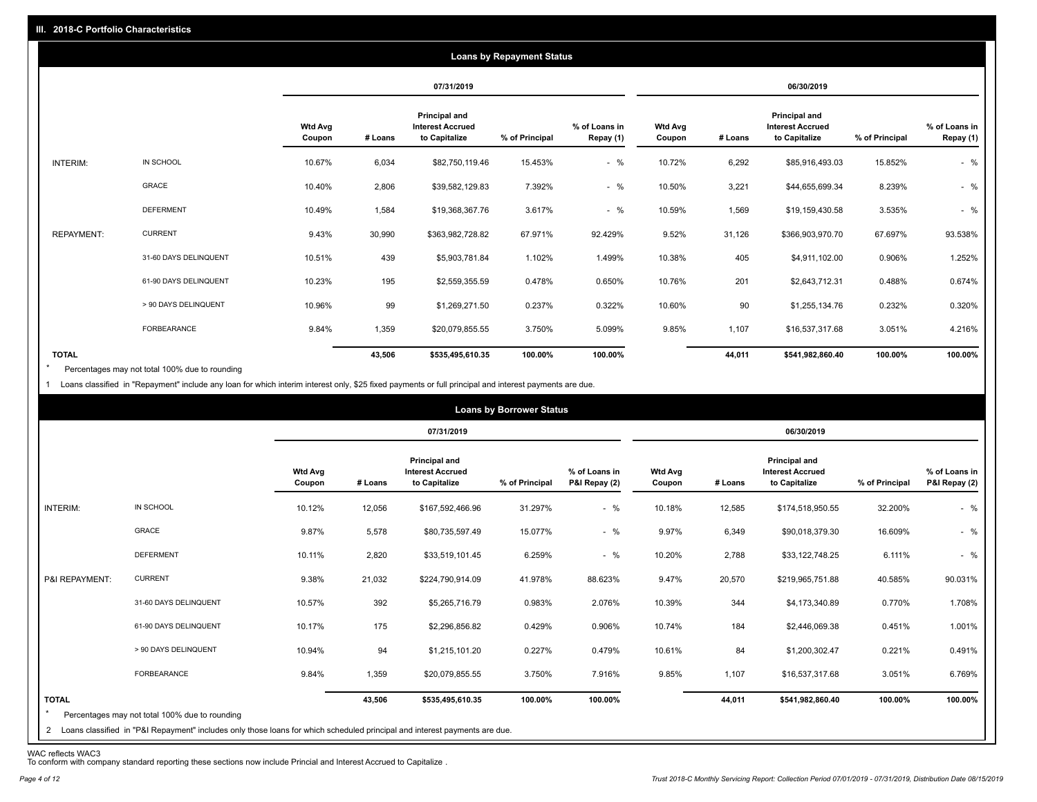## III. 2018-C Portfolio Characteristics

### Loans by Repayment Status

| | | 07/31/2019 | | | | | 06/30/2019 | | | | |
|---|---|---|---|---|---|---|---|---|---|---|---|
| | | Wtd Avg Coupon | # Loans | Principal and Interest Accrued to Capitalize | % of Principal | % of Loans in Repay (1) | Wtd Avg Coupon | # Loans | Principal and Interest Accrued to Capitalize | % of Principal | % of Loans in Repay (1) |
| INTERIM: | IN SCHOOL | 10.67% | 6,034 | $82,750,119.46 | 15.453% | - % | 10.72% | 6,292 | $85,916,493.03 | 15.852% | - % |
| | GRACE | 10.40% | 2,806 | $39,582,129.83 | 7.392% | - % | 10.50% | 3,221 | $44,655,699.34 | 8.239% | - % |
| | DEFERMENT | 10.49% | 1,584 | $19,368,367.76 | 3.617% | - % | 10.59% | 1,569 | $19,159,430.58 | 3.535% | - % |
| REPAYMENT: | CURRENT | 9.43% | 30,990 | $363,982,728.82 | 67.971% | 92.429% | 9.52% | 31,126 | $366,903,970.70 | 67.697% | 93.538% |
| | 31-60 DAYS DELINQUENT | 10.51% | 439 | $5,903,781.84 | 1.102% | 1.499% | 10.38% | 405 | $4,911,102.00 | 0.906% | 1.252% |
| | 61-90 DAYS DELINQUENT | 10.23% | 195 | $2,559,355.59 | 0.478% | 0.650% | 10.76% | 201 | $2,643,712.31 | 0.488% | 0.674% |
| | > 90 DAYS DELINQUENT | 10.96% | 99 | $1,269,271.50 | 0.237% | 0.322% | 10.60% | 90 | $1,255,134.76 | 0.232% | 0.320% |
| | FORBEARANCE | 9.84% | 1,359 | $20,079,855.55 | 3.750% | 5.099% | 9.85% | 1,107 | $16,537,317.68 | 3.051% | 4.216% |
| TOTAL | | | 43,506 | $535,495,610.35 | 100.00% | 100.00% | | 44,011 | $541,982,860.40 | 100.00% | 100.00% |

* Percentages may not total 100% due to rounding

1 Loans classified in "Repayment" include any loan for which interim interest only, $25 fixed payments or full principal and interest payments are due.

### Loans by Borrower Status

| | | 07/31/2019 | | | | | 06/30/2019 | | | | |
|---|---|---|---|---|---|---|---|---|---|---|---|
| | | Wtd Avg Coupon | # Loans | Principal and Interest Accrued to Capitalize | % of Principal | % of Loans in P&I Repay (2) | Wtd Avg Coupon | # Loans | Principal and Interest Accrued to Capitalize | % of Principal | % of Loans in P&I Repay (2) |
| INTERIM: | IN SCHOOL | 10.12% | 12,056 | $167,592,466.96 | 31.297% | - % | 10.18% | 12,585 | $174,518,950.55 | 32.200% | - % |
| | GRACE | 9.87% | 5,578 | $80,735,597.49 | 15.077% | - % | 9.97% | 6,349 | $90,018,379.30 | 16.609% | - % |
| | DEFERMENT | 10.11% | 2,820 | $33,519,101.45 | 6.259% | - % | 10.20% | 2,788 | $33,122,748.25 | 6.111% | - % |
| P&I REPAYMENT: | CURRENT | 9.38% | 21,032 | $224,790,914.09 | 41.978% | 88.623% | 9.47% | 20,570 | $219,965,751.88 | 40.585% | 90.031% |
| | 31-60 DAYS DELINQUENT | 10.57% | 392 | $5,265,716.79 | 0.983% | 2.076% | 10.39% | 344 | $4,173,340.89 | 0.770% | 1.708% |
| | 61-90 DAYS DELINQUENT | 10.17% | 175 | $2,296,856.82 | 0.429% | 0.906% | 10.74% | 184 | $2,446,069.38 | 0.451% | 1.001% |
| | > 90 DAYS DELINQUENT | 10.94% | 94 | $1,215,101.20 | 0.227% | 0.479% | 10.61% | 84 | $1,200,302.47 | 0.221% | 0.491% |
| | FORBEARANCE | 9.84% | 1,359 | $20,079,855.55 | 3.750% | 7.916% | 9.85% | 1,107 | $16,537,317.68 | 3.051% | 6.769% |
| TOTAL | | | 43,506 | $535,495,610.35 | 100.00% | 100.00% | | 44,011 | $541,982,860.40 | 100.00% | 100.00% |

* Percentages may not total 100% due to rounding

2 Loans classified in "P&I Repayment" includes only those loans for which scheduled principal and interest payments are due.

WAC reflects WAC3

To conform with company standard reporting these sections now include Princial and Interest Accrued to Capitalize .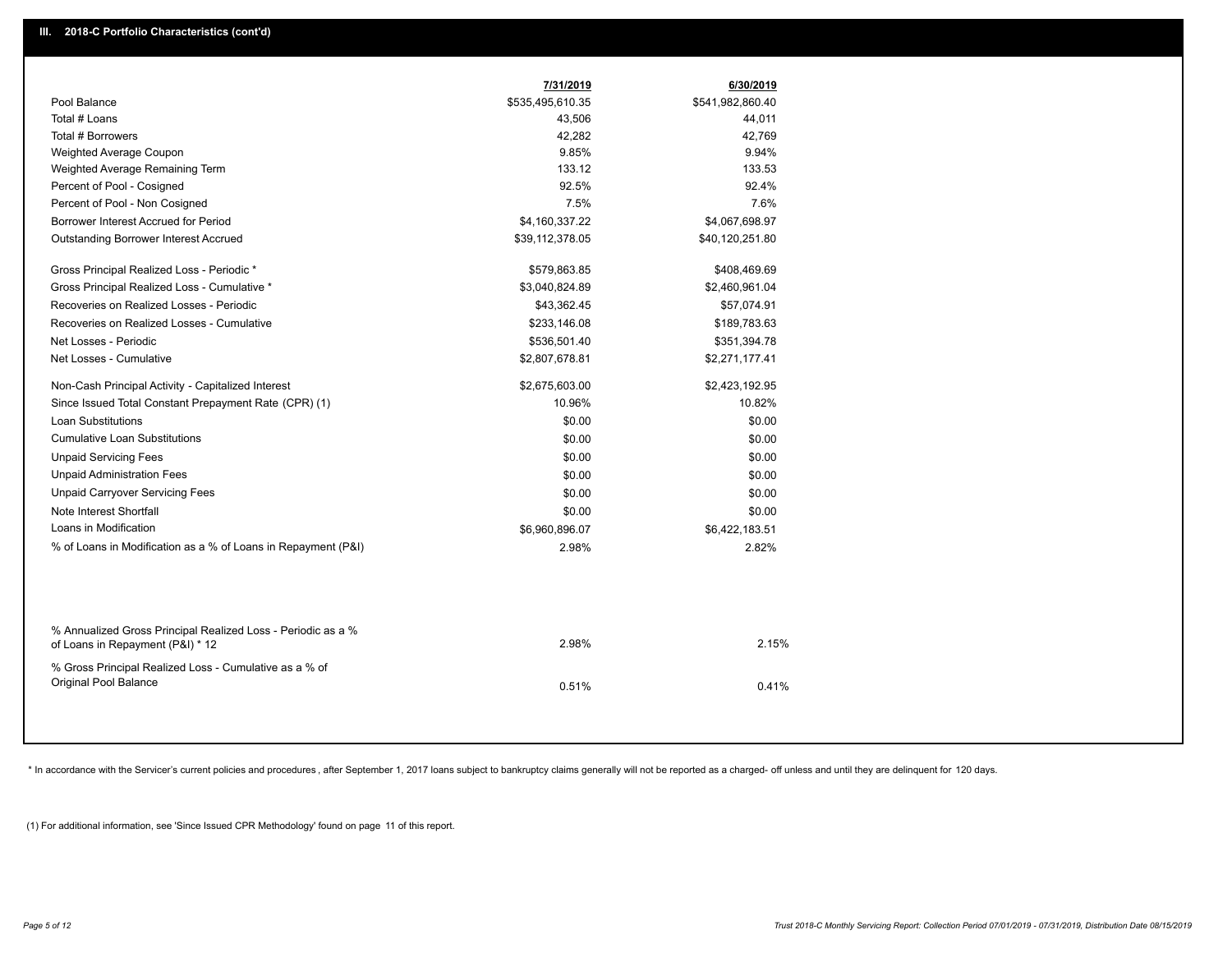## III. 2018-C Portfolio Characteristics (cont'd)

| | 7/31/2019 | 6/30/2019 |
|---|---|---|
| Pool Balance | $535,495,610.35 | $541,982,860.40 |
| Total # Loans | 43,506 | 44,011 |
| Total # Borrowers | 42,282 | 42,769 |
| Weighted Average Coupon | 9.85% | 9.94% |
| Weighted Average Remaining Term | 133.12 | 133.53 |
| Percent of Pool - Cosigned | 92.5% | 92.4% |
| Percent of Pool - Non Cosigned | 7.5% | 7.6% |
| Borrower Interest Accrued for Period | $4,160,337.22 | $4,067,698.97 |
| Outstanding Borrower Interest Accrued | $39,112,378.05 | $40,120,251.80 |
| Gross Principal Realized Loss - Periodic * | $579,863.85 | $408,469.69 |
| Gross Principal Realized Loss - Cumulative * | $3,040,824.89 | $2,460,961.04 |
| Recoveries on Realized Losses - Periodic | $43,362.45 | $57,074.91 |
| Recoveries on Realized Losses - Cumulative | $233,146.08 | $189,783.63 |
| Net Losses - Periodic | $536,501.40 | $351,394.78 |
| Net Losses - Cumulative | $2,807,678.81 | $2,271,177.41 |
| Non-Cash Principal Activity - Capitalized Interest | $2,675,603.00 | $2,423,192.95 |
| Since Issued Total Constant Prepayment Rate (CPR) (1) | 10.96% | 10.82% |
| Loan Substitutions | $0.00 | $0.00 |
| Cumulative Loan Substitutions | $0.00 | $0.00 |
| Unpaid Servicing Fees | $0.00 | $0.00 |
| Unpaid Administration Fees | $0.00 | $0.00 |
| Unpaid Carryover Servicing Fees | $0.00 | $0.00 |
| Note Interest Shortfall | $0.00 | $0.00 |
| Loans in Modification | $6,960,896.07 | $6,422,183.51 |
| % of Loans in Modification as a % of Loans in Repayment (P&I) | 2.98% | 2.82% |
| % Annualized Gross Principal Realized Loss - Periodic as a % of Loans in Repayment (P&I) * 12 | 2.98% | 2.15% |
| % Gross Principal Realized Loss - Cumulative as a % of Original Pool Balance | 0.51% | 0.41% |

* In accordance with the Servicer's current policies and procedures , after September 1, 2017 loans subject to bankruptcy claims generally will not be reported as a charged- off unless and until they are delinquent for 120 days.

(1) For additional information, see 'Since Issued CPR Methodology' found on page 11 of this report.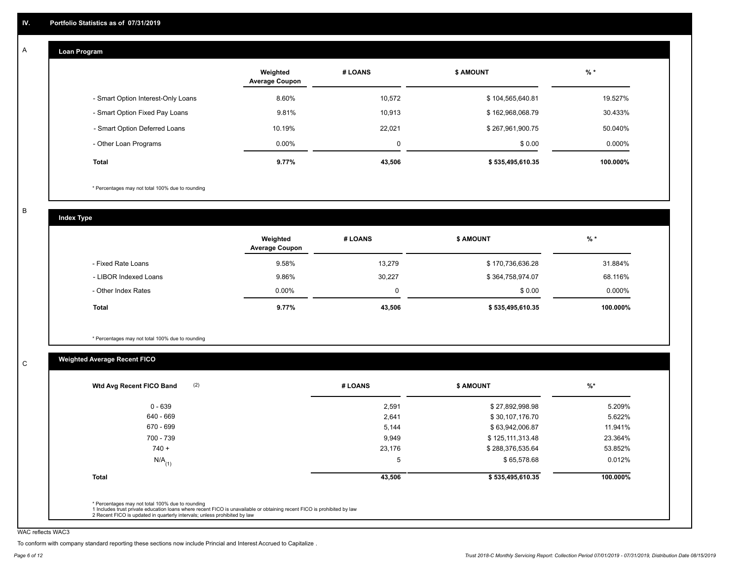## IV. Portfolio Statistics as of 07/31/2019

### A. Loan Program

| | Weighted Average Coupon | # LOANS | $ AMOUNT | % * |
|---|---|---|---|---|
| - Smart Option Interest-Only Loans | 8.60% | 10,572 | $ 104,565,640.81 | 19.527% |
| - Smart Option Fixed Pay Loans | 9.81% | 10,913 | $ 162,968,068.79 | 30.433% |
| - Smart Option Deferred Loans | 10.19% | 22,021 | $ 267,961,900.75 | 50.040% |
| - Other Loan Programs | 0.00% | 0 | $ 0.00 | 0.000% |
| **Total** | **9.77%** | **43,506** | **$ 535,495,610.35** | **100.000%** |

* Percentages may not total 100% due to rounding

### B. Index Type

| | Weighted Average Coupon | # LOANS | $ AMOUNT | % * |
|---|---|---|---|---|
| - Fixed Rate Loans | 9.58% | 13,279 | $ 170,736,636.28 | 31.884% |
| - LIBOR Indexed Loans | 9.86% | 30,227 | $ 364,758,974.07 | 68.116% |
| - Other Index Rates | 0.00% | 0 | $ 0.00 | 0.000% |
| **Total** | **9.77%** | **43,506** | **$ 535,495,610.35** | **100.000%** |

* Percentages may not total 100% due to rounding

### C. Weighted Average Recent FICO

| Wtd Avg Recent FICO Band (2) | # LOANS | $ AMOUNT | %* |
|---|---|---|---|
| 0 - 639 | 2,591 | $ 27,892,998.98 | 5.209% |
| 640 - 669 | 2,641 | $ 30,107,176.70 | 5.622% |
| 670 - 699 | 5,144 | $ 63,942,006.87 | 11.941% |
| 700 - 739 | 9,949 | $ 125,111,313.48 | 23.364% |
| 740 + | 23,176 | $ 288,376,535.64 | 53.852% |
| N/A (1) | 5 | $ 65,578.68 | 0.012% |
| **Total** | **43,506** | **$ 535,495,610.35** | **100.000%** |

* Percentages may not total 100% due to rounding
1 Includes trust private education loans where recent FICO is unavailable or obtaining recent FICO is prohibited by law
2 Recent FICO is updated in quarterly intervals; unless prohibited by law

WAC reflects WAC3

To conform with company standard reporting these sections now include Princial and Interest Accrued to Capitalize .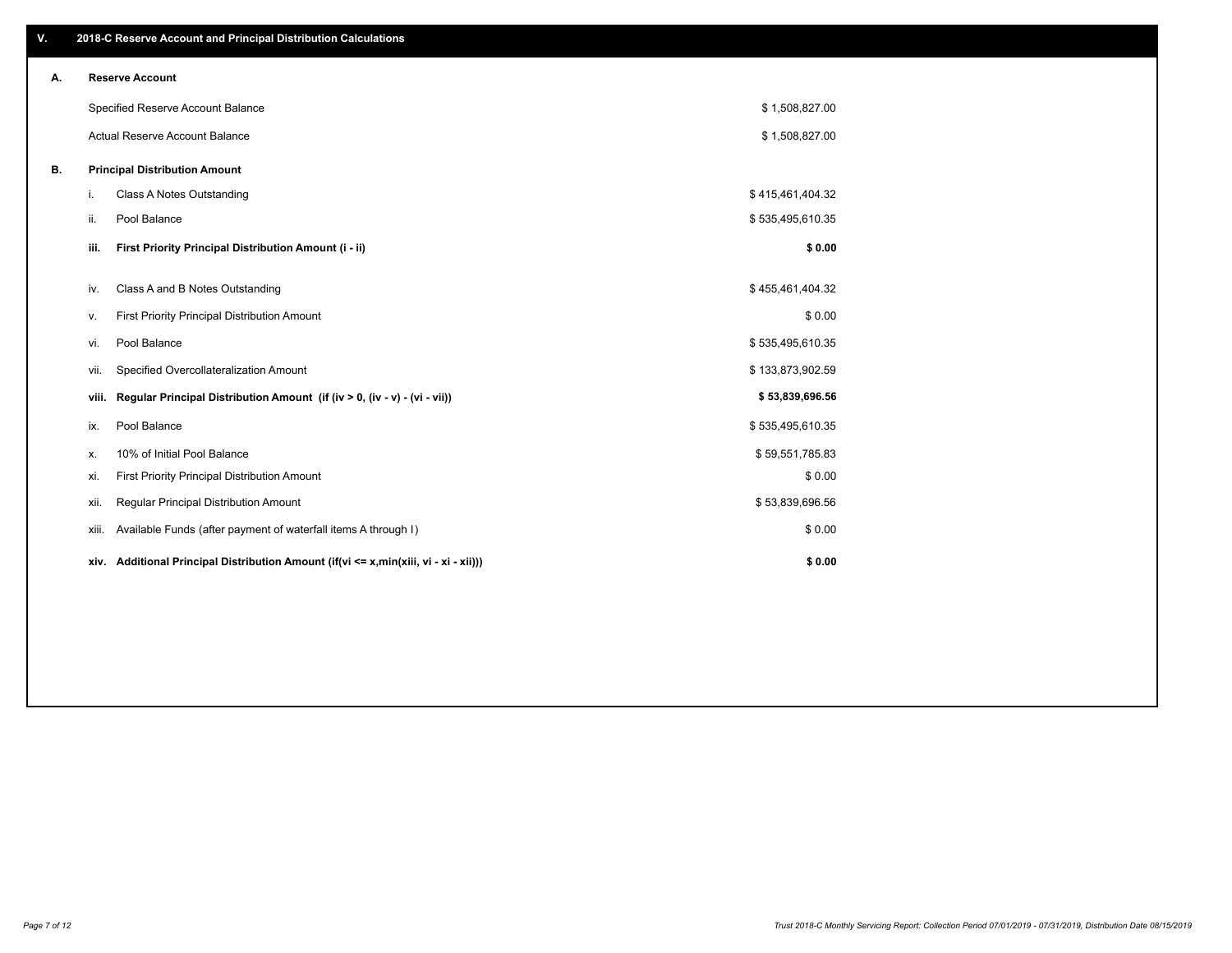## V. 2018-C Reserve Account and Principal Distribution Calculations

### A. Reserve Account

| | |
|---|---|
| Specified Reserve Account Balance | $ 1,508,827.00 |
| Actual Reserve Account Balance | $ 1,508,827.00 |

### B. Principal Distribution Amount

| | | |
|---|---|---|
| i. | Class A Notes Outstanding | $ 415,461,404.32 |
| ii. | Pool Balance | $ 535,495,610.35 |
| **iii.** | **First Priority Principal Distribution Amount (i - ii)** | **$ 0.00** |
| iv. | Class A and B Notes Outstanding | $ 455,461,404.32 |
| v. | First Priority Principal Distribution Amount | $ 0.00 |
| vi. | Pool Balance | $ 535,495,610.35 |
| vii. | Specified Overcollateralization Amount | $ 133,873,902.59 |
| **viii.** | **Regular Principal Distribution Amount (if (iv > 0, (iv - v) - (vi - vii))** | **$ 53,839,696.56** |
| ix. | Pool Balance | $ 535,495,610.35 |
| x. | 10% of Initial Pool Balance | $ 59,551,785.83 |
| xi. | First Priority Principal Distribution Amount | $ 0.00 |
| xii. | Regular Principal Distribution Amount | $ 53,839,696.56 |
| xiii. | Available Funds (after payment of waterfall items A through I) | $ 0.00 |
| **xiv.** | **Additional Principal Distribution Amount (if(vi <= x,min(xiii, vi - xi - xii)))** | **$ 0.00** |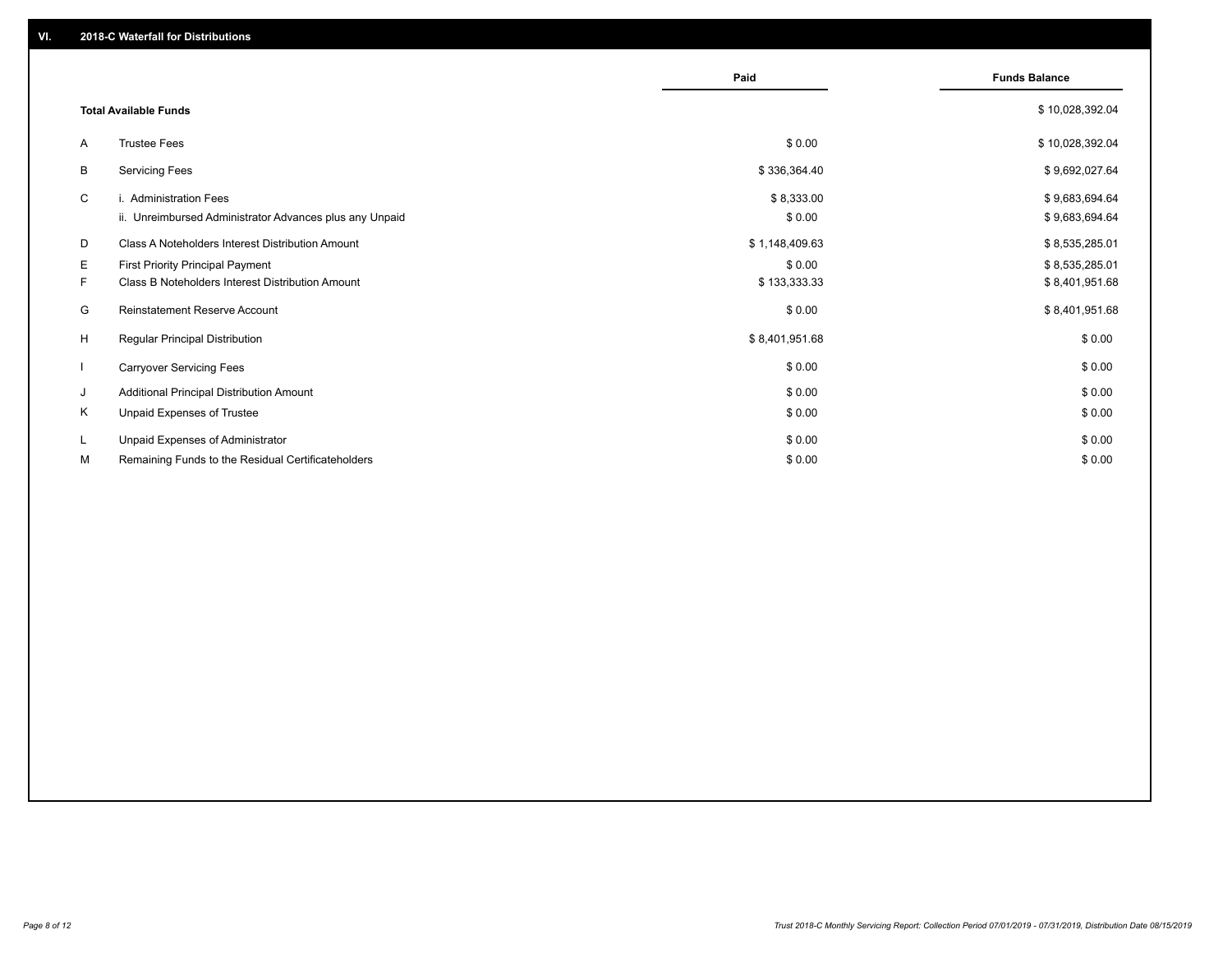## VI. 2018-C Waterfall for Distributions

| | | Paid | Funds Balance |
|---|---|---|---|
| | **Total Available Funds** | | $ 10,028,392.04 |
| A | Trustee Fees | $ 0.00 | $ 10,028,392.04 |
| B | Servicing Fees | $ 336,364.40 | $ 9,692,027.64 |
| C | i. Administration Fees | $ 8,333.00 | $ 9,683,694.64 |
| | ii. Unreimbursed Administrator Advances plus any Unpaid | $ 0.00 | $ 9,683,694.64 |
| D | Class A Noteholders Interest Distribution Amount | $ 1,148,409.63 | $ 8,535,285.01 |
| E | First Priority Principal Payment | $ 0.00 | $ 8,535,285.01 |
| F | Class B Noteholders Interest Distribution Amount | $ 133,333.33 | $ 8,401,951.68 |
| G | Reinstatement Reserve Account | $ 0.00 | $ 8,401,951.68 |
| H | Regular Principal Distribution | $ 8,401,951.68 | $ 0.00 |
| I | Carryover Servicing Fees | $ 0.00 | $ 0.00 |
| J | Additional Principal Distribution Amount | $ 0.00 | $ 0.00 |
| K | Unpaid Expenses of Trustee | $ 0.00 | $ 0.00 |
| L | Unpaid Expenses of Administrator | $ 0.00 | $ 0.00 |
| M | Remaining Funds to the Residual Certificateholders | $ 0.00 | $ 0.00 |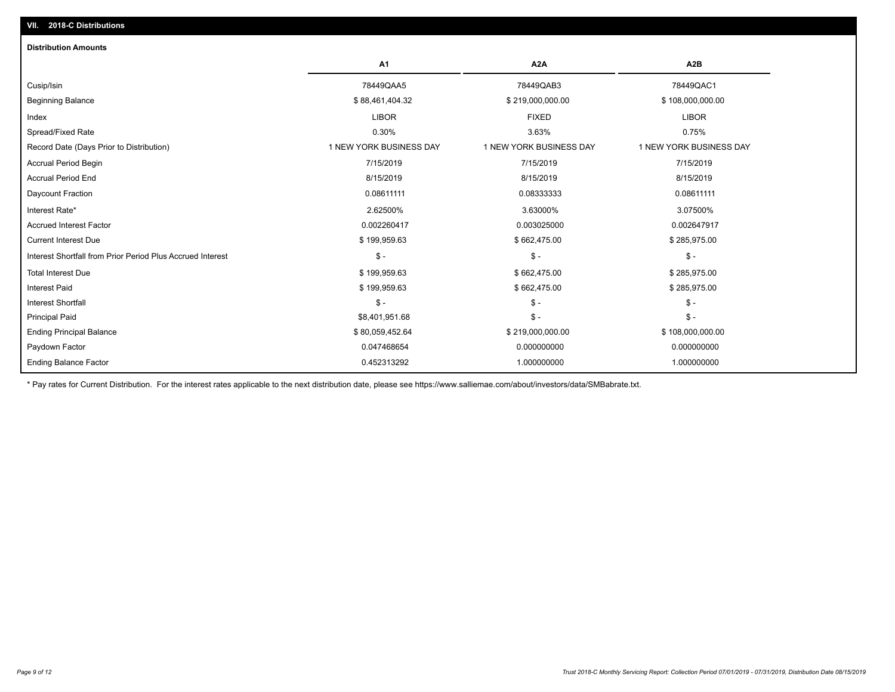## VII. 2018-C Distributions

### Distribution Amounts

| | A1 | A2A | A2B |
|---|---|---|---|
| Cusip/Isin | 78449QAA5 | 78449QAB3 | 78449QAC1 |
| Beginning Balance | $ 88,461,404.32 | $ 219,000,000.00 | $ 108,000,000.00 |
| Index | LIBOR | FIXED | LIBOR |
| Spread/Fixed Rate | 0.30% | 3.63% | 0.75% |
| Record Date (Days Prior to Distribution) | 1 NEW YORK BUSINESS DAY | 1 NEW YORK BUSINESS DAY | 1 NEW YORK BUSINESS DAY |
| Accrual Period Begin | 7/15/2019 | 7/15/2019 | 7/15/2019 |
| Accrual Period End | 8/15/2019 | 8/15/2019 | 8/15/2019 |
| Daycount Fraction | 0.08611111 | 0.08333333 | 0.08611111 |
| Interest Rate* | 2.62500% | 3.63000% | 3.07500% |
| Accrued Interest Factor | 0.002260417 | 0.003025000 | 0.002647917 |
| Current Interest Due | $ 199,959.63 | $ 662,475.00 | $ 285,975.00 |
| Interest Shortfall from Prior Period Plus Accrued Interest | $ - | $ - | $ - |
| Total Interest Due | $ 199,959.63 | $ 662,475.00 | $ 285,975.00 |
| Interest Paid | $ 199,959.63 | $ 662,475.00 | $ 285,975.00 |
| Interest Shortfall | $ - | $ - | $ - |
| Principal Paid | $8,401,951.68 | $ - | $ - |
| Ending Principal Balance | $ 80,059,452.64 | $ 219,000,000.00 | $ 108,000,000.00 |
| Paydown Factor | 0.047468654 | 0.000000000 | 0.000000000 |
| Ending Balance Factor | 0.452313292 | 1.000000000 | 1.000000000 |

* Pay rates for Current Distribution. For the interest rates applicable to the next distribution date, please see https://www.salliemae.com/about/investors/data/SMBabrate.txt.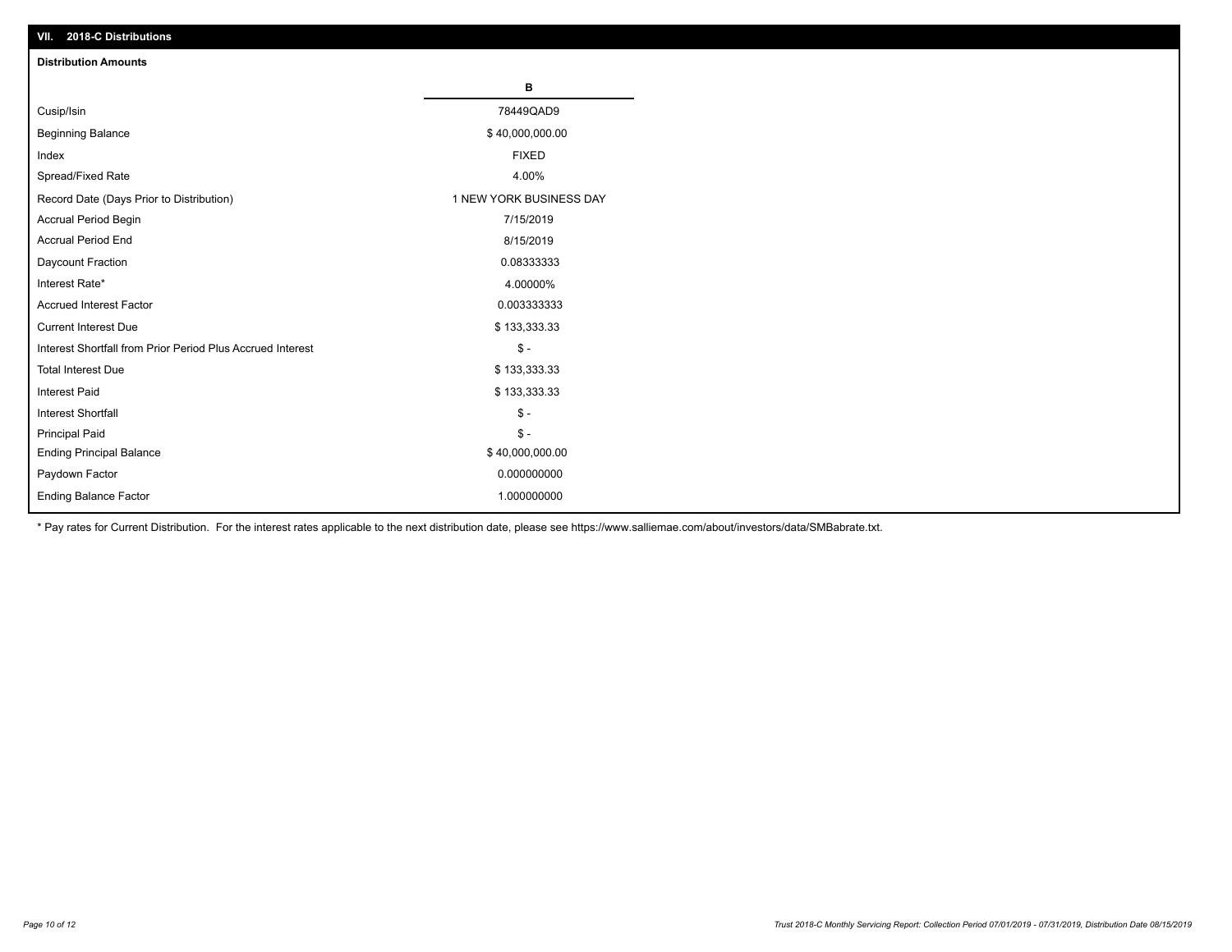## VII. 2018-C Distributions

### Distribution Amounts

| | B |
|---|---|
| Cusip/Isin | 78449QAD9 |
| Beginning Balance | $ 40,000,000.00 |
| Index | FIXED |
| Spread/Fixed Rate | 4.00% |
| Record Date (Days Prior to Distribution) | 1 NEW YORK BUSINESS DAY |
| Accrual Period Begin | 7/15/2019 |
| Accrual Period End | 8/15/2019 |
| Daycount Fraction | 0.08333333 |
| Interest Rate* | 4.00000% |
| Accrued Interest Factor | 0.003333333 |
| Current Interest Due | $ 133,333.33 |
| Interest Shortfall from Prior Period Plus Accrued Interest | $ - |
| Total Interest Due | $ 133,333.33 |
| Interest Paid | $ 133,333.33 |
| Interest Shortfall | $ - |
| Principal Paid | $ - |
| Ending Principal Balance | $ 40,000,000.00 |
| Paydown Factor | 0.000000000 |
| Ending Balance Factor | 1.000000000 |

* Pay rates for Current Distribution. For the interest rates applicable to the next distribution date, please see https://www.salliemae.com/about/investors/data/SMBabrate.txt.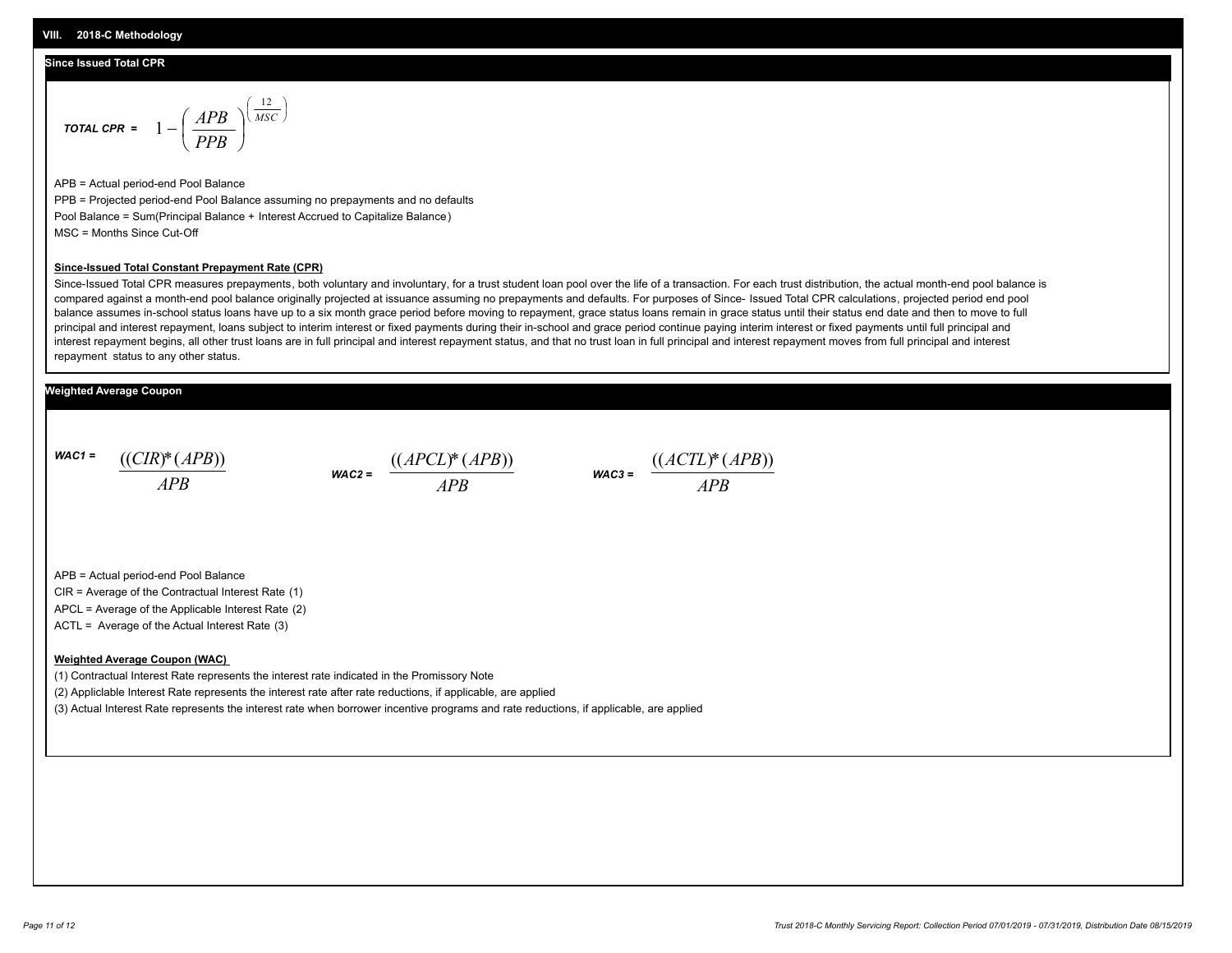## VIII. 2018-C Methodology

### Since Issued Total CPR

$$\textbf{TOTAL CPR} = 1 - \left(\frac{APB}{PPB}\right)^{\left(\frac{12}{MSC}\right)}$$

APB = Actual period-end Pool Balance

PPB = Projected period-end Pool Balance assuming no prepayments and no defaults

Pool Balance = Sum(Principal Balance + Interest Accrued to Capitalize Balance)

MSC = Months Since Cut-Off

**Since-Issued Total Constant Prepayment Rate (CPR)**

Since-Issued Total CPR measures prepayments, both voluntary and involuntary, for a trust student loan pool over the life of a transaction. For each trust distribution, the actual month-end pool balance is compared against a month-end pool balance originally projected at issuance assuming no prepayments and defaults. For purposes of Since- Issued Total CPR calculations, projected period end pool balance assumes in-school status loans have up to a six month grace period before moving to repayment, grace status loans remain in grace status until their status end date and then to move to full principal and interest repayment, loans subject to interim interest or fixed payments during their in-school and grace period continue paying interim interest or fixed payments until full principal and interest repayment begins, all other trust loans are in full principal and interest repayment status, and that no trust loan in full principal and interest repayment moves from full principal and interest repayment status to any other status.

### Weighted Average Coupon

$$\textbf{WAC1} = \frac{((CIR)*(APB))}{APB} \qquad \textbf{WAC2} = \frac{((APCL)*(APB))}{APB} \qquad \textbf{WAC3} = \frac{((ACTL)*(APB))}{APB}$$

APB = Actual period-end Pool Balance

CIR = Average of the Contractual Interest Rate (1)

APCL = Average of the Applicable Interest Rate (2)

ACTL = Average of the Actual Interest Rate (3)

**Weighted Average Coupon (WAC)**

(1) Contractual Interest Rate represents the interest rate indicated in the Promissory Note

(2) Appliclable Interest Rate represents the interest rate after rate reductions, if applicable, are applied

(3) Actual Interest Rate represents the interest rate when borrower incentive programs and rate reductions, if applicable, are applied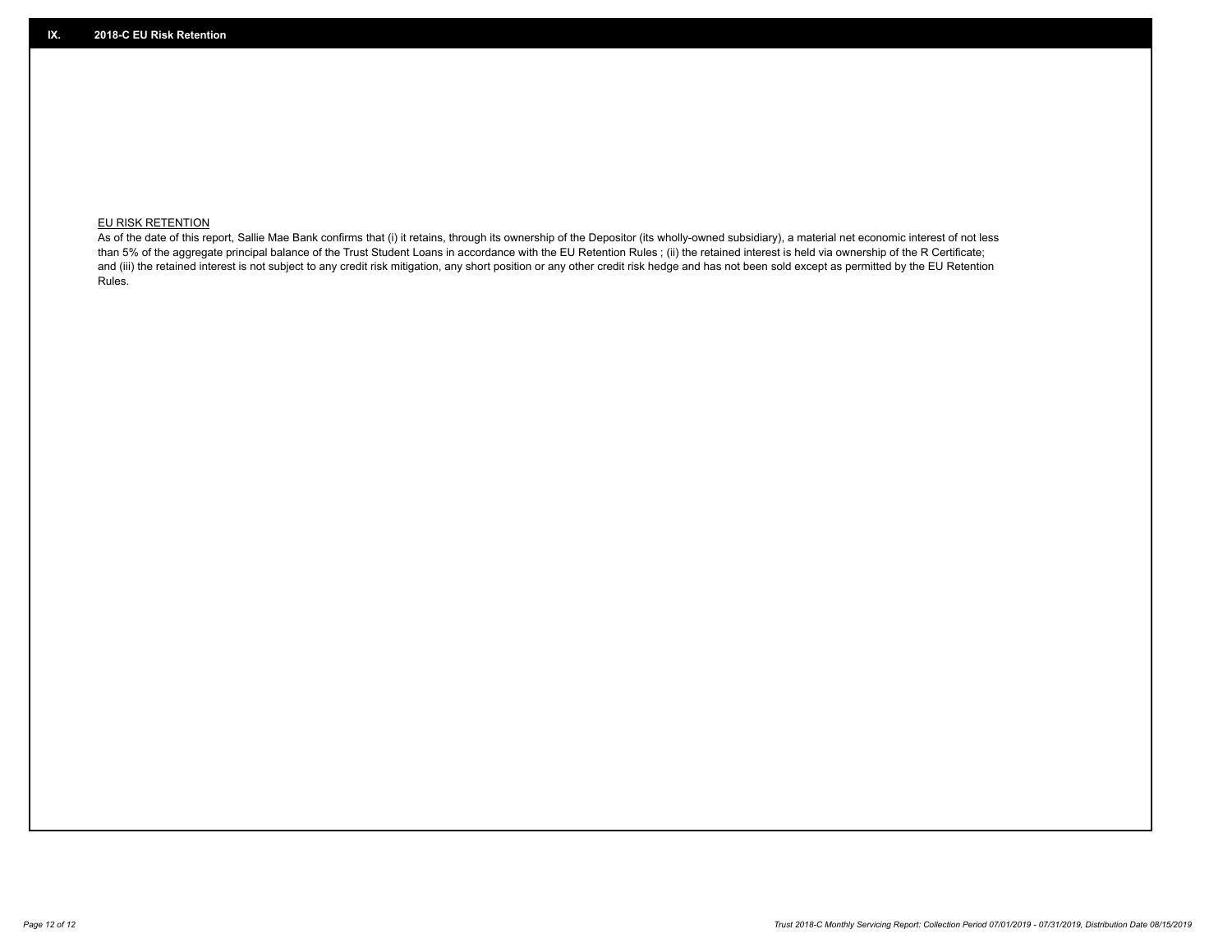## IX. 2018-C EU Risk Retention

EU RISK RETENTION

As of the date of this report, Sallie Mae Bank confirms that (i) it retains, through its ownership of the Depositor (its wholly-owned subsidiary), a material net economic interest of not less than 5% of the aggregate principal balance of the Trust Student Loans in accordance with the EU Retention Rules ; (ii) the retained interest is held via ownership of the R Certificate; and (iii) the retained interest is not subject to any credit risk mitigation, any short position or any other credit risk hedge and has not been sold except as permitted by the EU Retention Rules.